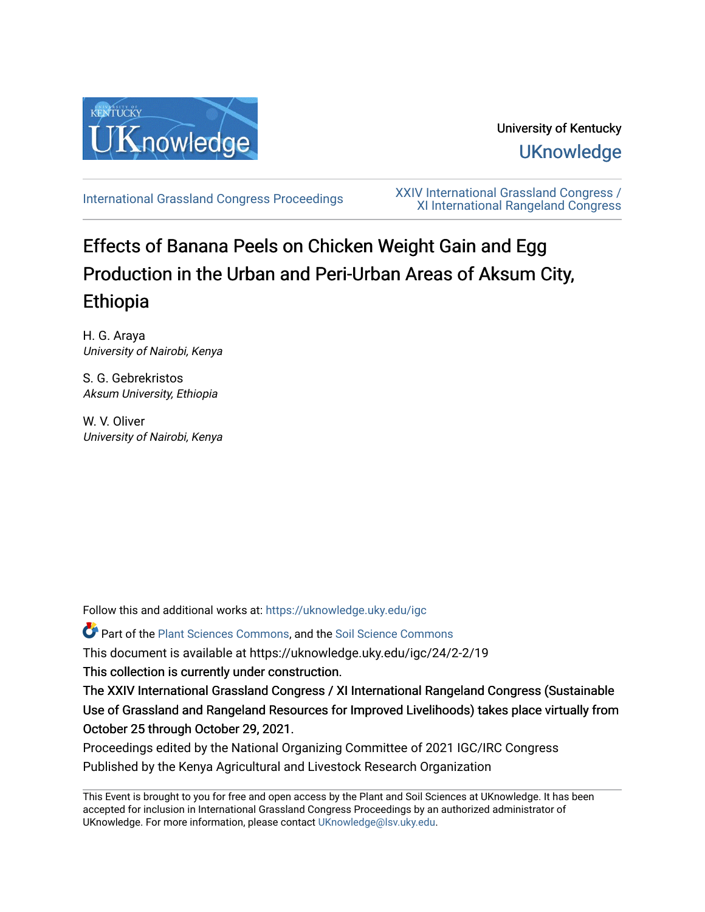University of Kentucky

UKnowledge

International Grassland Congress Proceedings

XXIV International Grassland Congress / XI International Rangeland Congress

# Effects of Banana Peels on Chicken Weight Gain and Egg Production in the Urban and Peri-Urban Areas of Aksum City, Ethiopia

H. G. Araya
*University of Nairobi, Kenya*

S. G. Gebrekristos
*Aksum University, Ethiopia*

W. V. Oliver
*University of Nairobi, Kenya*

Follow this and additional works at: https://uknowledge.uky.edu/igc

Part of the Plant Sciences Commons, and the Soil Science Commons

This document is available at https://uknowledge.uky.edu/igc/24/2-2/19

This collection is currently under construction.

The XXIV International Grassland Congress / XI International Rangeland Congress (Sustainable Use of Grassland and Rangeland Resources for Improved Livelihoods) takes place virtually from October 25 through October 29, 2021.

Proceedings edited by the National Organizing Committee of 2021 IGC/IRC Congress

Published by the Kenya Agricultural and Livestock Research Organization

This Event is brought to you for free and open access by the Plant and Soil Sciences at UKnowledge. It has been accepted for inclusion in International Grassland Congress Proceedings by an authorized administrator of UKnowledge. For more information, please contact UKnowledge@lsv.uky.edu.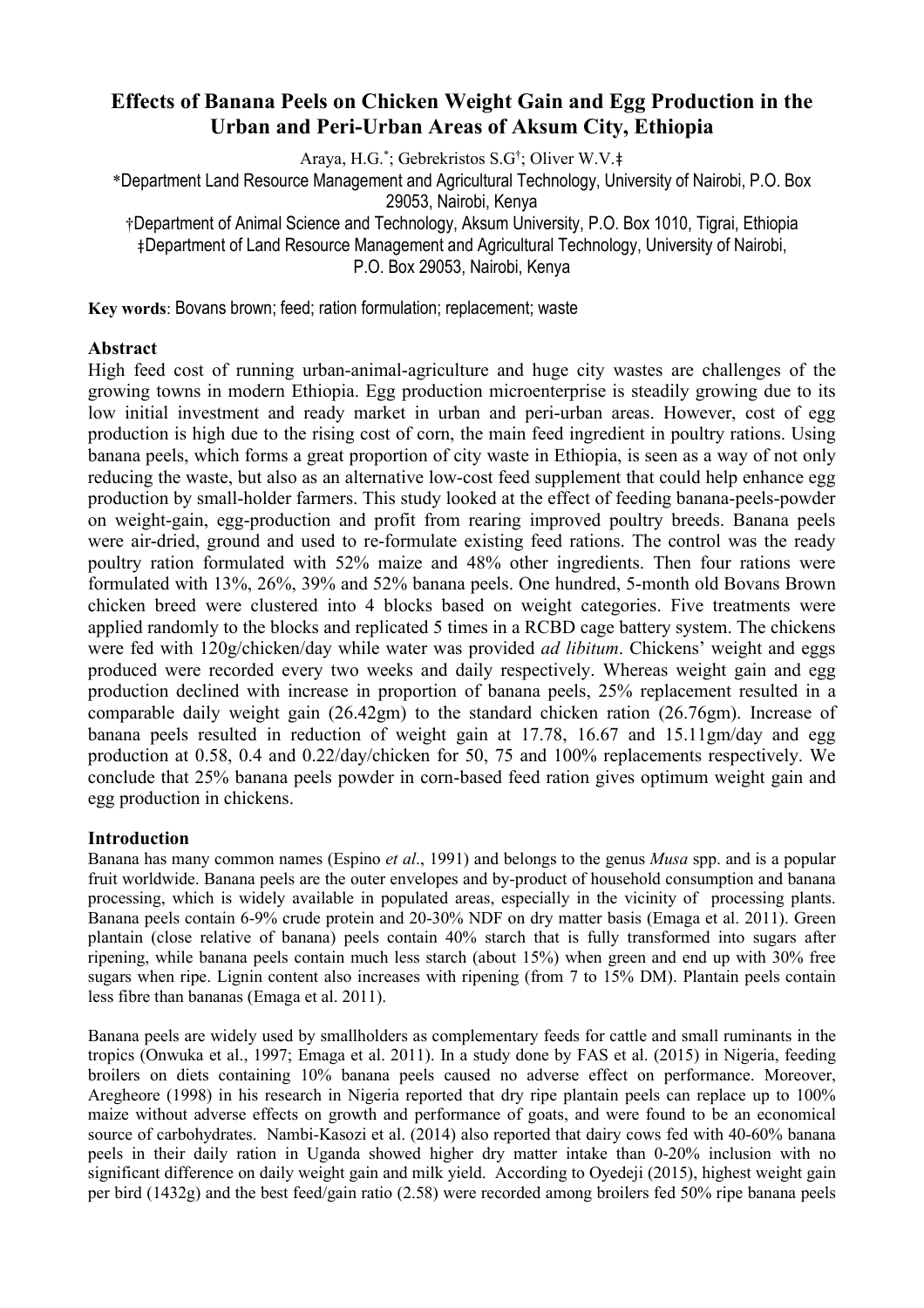# Effects of Banana Peels on Chicken Weight Gain and Egg Production in the Urban and Peri-Urban Areas of Aksum City, Ethiopia

Araya, H.G.[*]; Gebrekristos S.G[†]; Oliver W.V.[‡]

*Department Land Resource Management and Agricultural Technology, University of Nairobi, P.O. Box 29053, Nairobi, Kenya

†Department of Animal Science and Technology, Aksum University, P.O. Box 1010, Tigrai, Ethiopia

‡Department of Land Resource Management and Agricultural Technology, University of Nairobi, P.O. Box 29053, Nairobi, Kenya

**Key words**: Bovans brown; feed; ration formulation; replacement; waste

## Abstract

High feed cost of running urban-animal-agriculture and huge city wastes are challenges of the growing towns in modern Ethiopia. Egg production microenterprise is steadily growing due to its low initial investment and ready market in urban and peri-urban areas. However, cost of egg production is high due to the rising cost of corn, the main feed ingredient in poultry rations. Using banana peels, which forms a great proportion of city waste in Ethiopia, is seen as a way of not only reducing the waste, but also as an alternative low-cost feed supplement that could help enhance egg production by small-holder farmers. This study looked at the effect of feeding banana-peels-powder on weight-gain, egg-production and profit from rearing improved poultry breeds. Banana peels were air-dried, ground and used to re-formulate existing feed rations. The control was the ready poultry ration formulated with 52% maize and 48% other ingredients. Then four rations were formulated with 13%, 26%, 39% and 52% banana peels. One hundred, 5-month old Bovans Brown chicken breed were clustered into 4 blocks based on weight categories. Five treatments were applied randomly to the blocks and replicated 5 times in a RCBD cage battery system. The chickens were fed with 120g/chicken/day while water was provided *ad libitum*. Chickens' weight and eggs produced were recorded every two weeks and daily respectively. Whereas weight gain and egg production declined with increase in proportion of banana peels, 25% replacement resulted in a comparable daily weight gain (26.42gm) to the standard chicken ration (26.76gm). Increase of banana peels resulted in reduction of weight gain at 17.78, 16.67 and 15.11gm/day and egg production at 0.58, 0.4 and 0.22/day/chicken for 50, 75 and 100% replacements respectively. We conclude that 25% banana peels powder in corn-based feed ration gives optimum weight gain and egg production in chickens.

## Introduction

Banana has many common names (Espino *et al*., 1991) and belongs to the genus *Musa* spp. and is a popular fruit worldwide. Banana peels are the outer envelopes and by-product of household consumption and banana processing, which is widely available in populated areas, especially in the vicinity of processing plants. Banana peels contain 6-9% crude protein and 20-30% NDF on dry matter basis (Emaga et al. 2011). Green plantain (close relative of banana) peels contain 40% starch that is fully transformed into sugars after ripening, while banana peels contain much less starch (about 15%) when green and end up with 30% free sugars when ripe. Lignin content also increases with ripening (from 7 to 15% DM). Plantain peels contain less fibre than bananas (Emaga et al. 2011).

Banana peels are widely used by smallholders as complementary feeds for cattle and small ruminants in the tropics (Onwuka et al., 1997; Emaga et al. 2011). In a study done by FAS et al. (2015) in Nigeria, feeding broilers on diets containing 10% banana peels caused no adverse effect on performance. Moreover, Aregheore (1998) in his research in Nigeria reported that dry ripe plantain peels can replace up to 100% maize without adverse effects on growth and performance of goats, and were found to be an economical source of carbohydrates. Nambi-Kasozi et al. (2014) also reported that dairy cows fed with 40-60% banana peels in their daily ration in Uganda showed higher dry matter intake than 0-20% inclusion with no significant difference on daily weight gain and milk yield. According to Oyedeji (2015), highest weight gain per bird (1432g) and the best feed/gain ratio (2.58) were recorded among broilers fed 50% ripe banana peels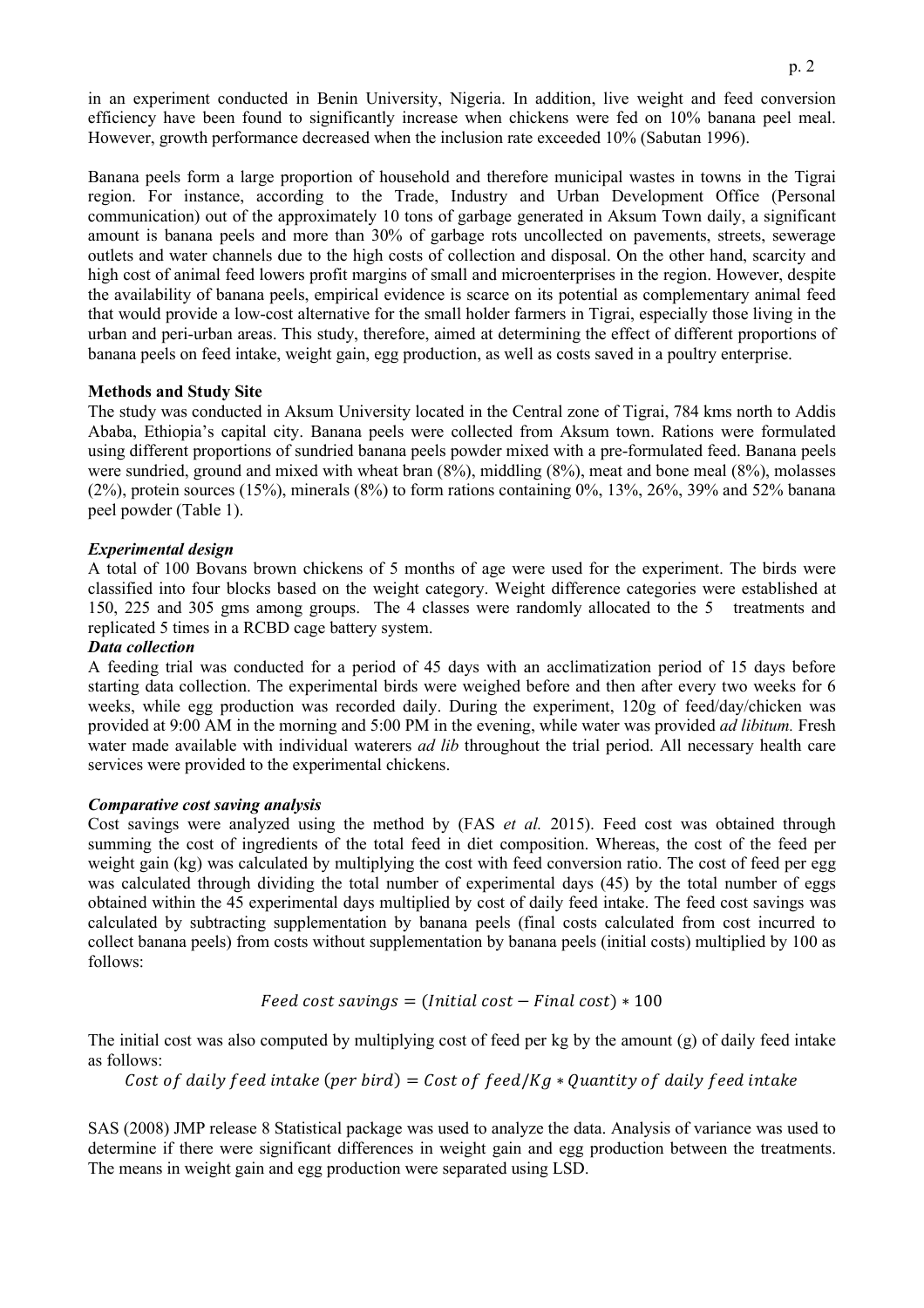in an experiment conducted in Benin University, Nigeria. In addition, live weight and feed conversion efficiency have been found to significantly increase when chickens were fed on 10% banana peel meal. However, growth performance decreased when the inclusion rate exceeded 10% (Sabutan 1996).

Banana peels form a large proportion of household and therefore municipal wastes in towns in the Tigrai region. For instance, according to the Trade, Industry and Urban Development Office (Personal communication) out of the approximately 10 tons of garbage generated in Aksum Town daily, a significant amount is banana peels and more than 30% of garbage rots uncollected on pavements, streets, sewerage outlets and water channels due to the high costs of collection and disposal. On the other hand, scarcity and high cost of animal feed lowers profit margins of small and microenterprises in the region. However, despite the availability of banana peels, empirical evidence is scarce on its potential as complementary animal feed that would provide a low-cost alternative for the small holder farmers in Tigrai, especially those living in the urban and peri-urban areas. This study, therefore, aimed at determining the effect of different proportions of banana peels on feed intake, weight gain, egg production, as well as costs saved in a poultry enterprise.

**Methods and Study Site**

The study was conducted in Aksum University located in the Central zone of Tigrai, 784 kms north to Addis Ababa, Ethiopia's capital city. Banana peels were collected from Aksum town. Rations were formulated using different proportions of sundried banana peels powder mixed with a pre-formulated feed. Banana peels were sundried, ground and mixed with wheat bran (8%), middling (8%), meat and bone meal (8%), molasses (2%), protein sources (15%), minerals (8%) to form rations containing 0%, 13%, 26%, 39% and 52% banana peel powder (Table 1).

***Experimental design***

A total of 100 Bovans brown chickens of 5 months of age were used for the experiment. The birds were classified into four blocks based on the weight category. Weight difference categories were established at 150, 225 and 305 gms among groups. The 4 classes were randomly allocated to the 5 treatments and replicated 5 times in a RCBD cage battery system.

***Data collection***

A feeding trial was conducted for a period of 45 days with an acclimatization period of 15 days before starting data collection. The experimental birds were weighed before and then after every two weeks for 6 weeks, while egg production was recorded daily. During the experiment, 120g of feed/day/chicken was provided at 9:00 AM in the morning and 5:00 PM in the evening, while water was provided *ad libitum.* Fresh water made available with individual waterers *ad lib* throughout the trial period. All necessary health care services were provided to the experimental chickens.

***Comparative cost saving analysis***

Cost savings were analyzed using the method by (FAS *et al.* 2015). Feed cost was obtained through summing the cost of ingredients of the total feed in diet composition. Whereas, the cost of the feed per weight gain (kg) was calculated by multiplying the cost with feed conversion ratio. The cost of feed per egg was calculated through dividing the total number of experimental days (45) by the total number of eggs obtained within the 45 experimental days multiplied by cost of daily feed intake. The feed cost savings was calculated by subtracting supplementation by banana peels (final costs calculated from cost incurred to collect banana peels) from costs without supplementation by banana peels (initial costs) multiplied by 100 as follows:

$$Feed\ cost\ savings = (Initial\ cost - Final\ cost) * 100$$

The initial cost was also computed by multiplying cost of feed per kg by the amount (g) of daily feed intake as follows:

$$Cost\ of\ daily\ feed\ intake\ (per\ bird) = Cost\ of\ feed/Kg * Quantity\ of\ daily\ feed\ intake$$

SAS (2008) JMP release 8 Statistical package was used to analyze the data. Analysis of variance was used to determine if there were significant differences in weight gain and egg production between the treatments. The means in weight gain and egg production were separated using LSD.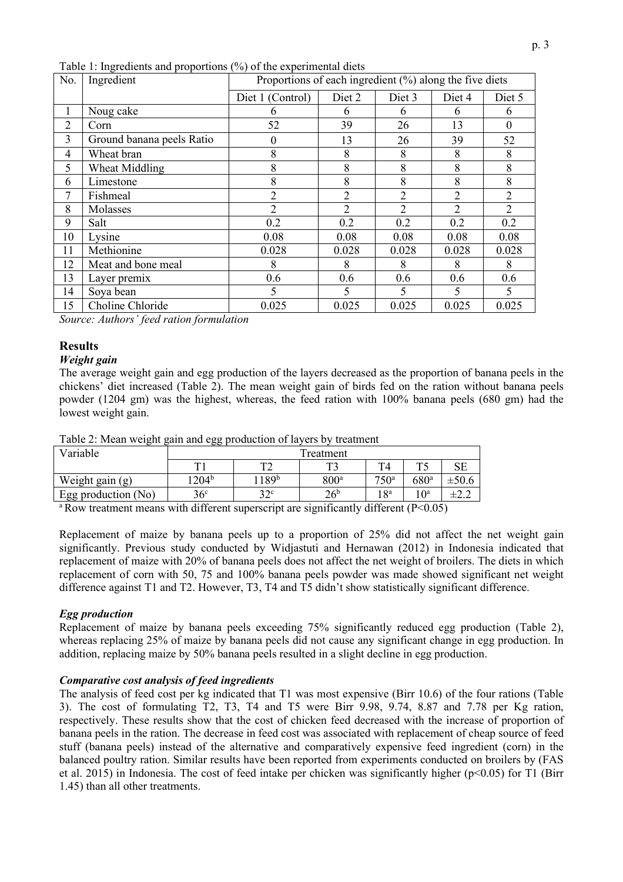Table 1: Ingredients and proportions (%) of the experimental diets

| No. | Ingredient | Proportions of each ingredient (%) along the five diets | | | | |
|---|---|---|---|---|---|---|
| | | Diet 1 (Control) | Diet 2 | Diet 3 | Diet 4 | Diet 5 |
| 1 | Noug cake | 6 | 6 | 6 | 6 | 6 |
| 2 | Corn | 52 | 39 | 26 | 13 | 0 |
| 3 | Ground banana peels Ratio | 0 | 13 | 26 | 39 | 52 |
| 4 | Wheat bran | 8 | 8 | 8 | 8 | 8 |
| 5 | Wheat Middling | 8 | 8 | 8 | 8 | 8 |
| 6 | Limestone | 8 | 8 | 8 | 8 | 8 |
| 7 | Fishmeal | 2 | 2 | 2 | 2 | 2 |
| 8 | Molasses | 2 | 2 | 2 | 2 | 2 |
| 9 | Salt | 0.2 | 0.2 | 0.2 | 0.2 | 0.2 |
| 10 | Lysine | 0.08 | 0.08 | 0.08 | 0.08 | 0.08 |
| 11 | Methionine | 0.028 | 0.028 | 0.028 | 0.028 | 0.028 |
| 12 | Meat and bone meal | 8 | 8 | 8 | 8 | 8 |
| 13 | Layer premix | 0.6 | 0.6 | 0.6 | 0.6 | 0.6 |
| 14 | Soya bean | 5 | 5 | 5 | 5 | 5 |
| 15 | Choline Chloride | 0.025 | 0.025 | 0.025 | 0.025 | 0.025 |

*Source: Authors' feed ration formulation*

## Results

### *Weight gain*

The average weight gain and egg production of the layers decreased as the proportion of banana peels in the chickens' diet increased (Table 2). The mean weight gain of birds fed on the ration without banana peels powder (1204 gm) was the highest, whereas, the feed ration with 100% banana peels (680 gm) had the lowest weight gain.

Table 2: Mean weight gain and egg production of layers by treatment

| Variable | Treatment | | | | | |
|---|---|---|---|---|---|---|
| | T1 | T2 | T3 | T4 | T5 | SE |
| Weight gain (g) | 1204[b] | 1189[b] | 800[a] | 750[a] | 680[a] | ±50.6 |
| Egg production (No) | 36[c] | 32[c] | 26[b] | 18[a] | 10[a] | ±2.2 |

[a] Row treatment means with different superscript are significantly different ($P<0.05$)

Replacement of maize by banana peels up to a proportion of 25% did not affect the net weight gain significantly. Previous study conducted by Widjastuti and Hernawan (2012) in Indonesia indicated that replacement of maize with 20% of banana peels does not affect the net weight of broilers. The diets in which replacement of corn with 50, 75 and 100% banana peels powder was made showed significant net weight difference against T1 and T2. However, T3, T4 and T5 didn't show statistically significant difference.

### *Egg production*

Replacement of maize by banana peels exceeding 75% significantly reduced egg production (Table 2), whereas replacing 25% of maize by banana peels did not cause any significant change in egg production. In addition, replacing maize by 50% banana peels resulted in a slight decline in egg production.

### *Comparative cost analysis of feed ingredients*

The analysis of feed cost per kg indicated that T1 was most expensive (Birr 10.6) of the four rations (Table 3). The cost of formulating T2, T3, T4 and T5 were Birr 9.98, 9.74, 8.87 and 7.78 per Kg ration, respectively. These results show that the cost of chicken feed decreased with the increase of proportion of banana peels in the ration. The decrease in feed cost was associated with replacement of cheap source of feed stuff (banana peels) instead of the alternative and comparatively expensive feed ingredient (corn) in the balanced poultry ration. Similar results have been reported from experiments conducted on broilers by (FAS et al. 2015) in Indonesia. The cost of feed intake per chicken was significantly higher ($p<0.05$) for T1 (Birr 1.45) than all other treatments.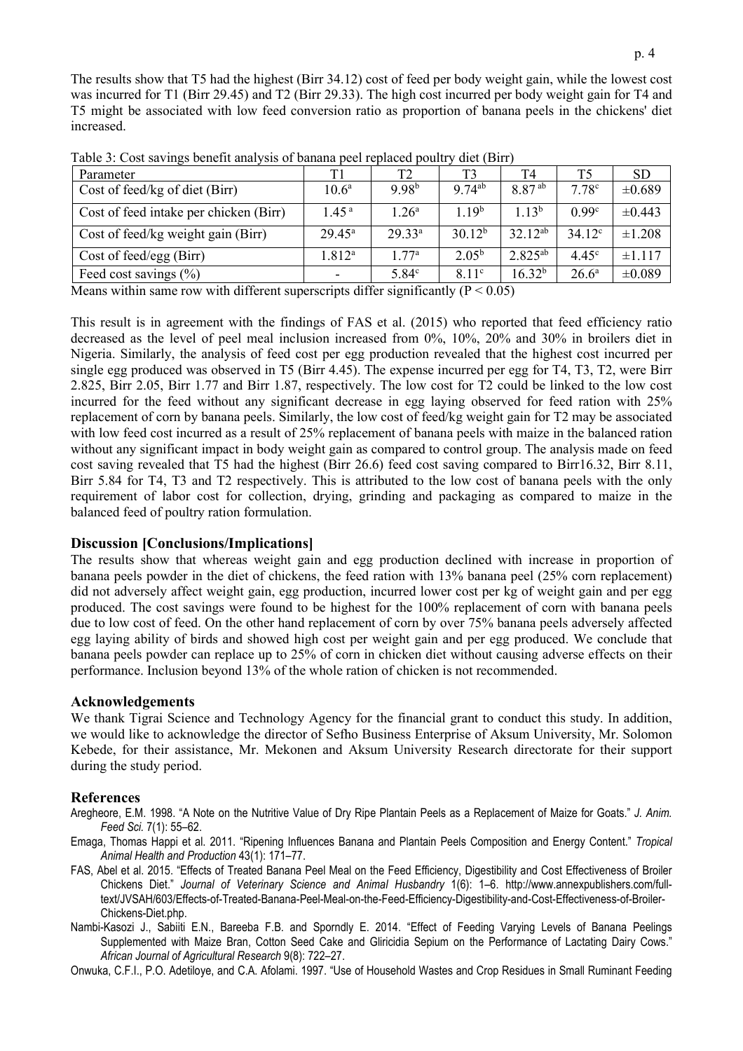The results show that T5 had the highest (Birr 34.12) cost of feed per body weight gain, while the lowest cost was incurred for T1 (Birr 29.45) and T2 (Birr 29.33). The high cost incurred per body weight gain for T4 and T5 might be associated with low feed conversion ratio as proportion of banana peels in the chickens' diet increased.

Table 3: Cost savings benefit analysis of banana peel replaced poultry diet (Birr)

| Parameter | T1 | T2 | T3 | T4 | T5 | SD |
|---|---|---|---|---|---|---|
| Cost of feed/kg of diet (Birr) | $10.6^{a}$ | $9.98^{b}$ | $9.74^{ab}$ | $8.87^{ab}$ | $7.78^{c}$ | ±0.689 |
| Cost of feed intake per chicken (Birr) | $1.45^{a}$ | $1.26^{a}$ | $1.19^{b}$ | $1.13^{b}$ | $0.99^{c}$ | ±0.443 |
| Cost of feed/kg weight gain (Birr) | $29.45^{a}$ | $29.33^{a}$ | $30.12^{b}$ | $32.12^{ab}$ | $34.12^{c}$ | ±1.208 |
| Cost of feed/egg (Birr) | $1.812^{a}$ | $1.77^{a}$ | $2.05^{b}$ | $2.825^{ab}$ | $4.45^{c}$ | ±1.117 |
| Feed cost savings (%) | - | $5.84^{c}$ | $8.11^{c}$ | $16.32^{b}$ | $26.6^{a}$ | ±0.089 |

Means within same row with different superscripts differ significantly ($P < 0.05$)

This result is in agreement with the findings of FAS et al. (2015) who reported that feed efficiency ratio decreased as the level of peel meal inclusion increased from 0%, 10%, 20% and 30% in broilers diet in Nigeria. Similarly, the analysis of feed cost per egg production revealed that the highest cost incurred per single egg produced was observed in T5 (Birr 4.45). The expense incurred per egg for T4, T3, T2, were Birr 2.825, Birr 2.05, Birr 1.77 and Birr 1.87, respectively. The low cost for T2 could be linked to the low cost incurred for the feed without any significant decrease in egg laying observed for feed ration with 25% replacement of corn by banana peels. Similarly, the low cost of feed/kg weight gain for T2 may be associated with low feed cost incurred as a result of 25% replacement of banana peels with maize in the balanced ration without any significant impact in body weight gain as compared to control group. The analysis made on feed cost saving revealed that T5 had the highest (Birr 26.6) feed cost saving compared to Birr16.32, Birr 8.11, Birr 5.84 for T4, T3 and T2 respectively. This is attributed to the low cost of banana peels with the only requirement of labor cost for collection, drying, grinding and packaging as compared to maize in the balanced feed of poultry ration formulation.

## Discussion [Conclusions/Implications]

The results show that whereas weight gain and egg production declined with increase in proportion of banana peels powder in the diet of chickens, the feed ration with 13% banana peel (25% corn replacement) did not adversely affect weight gain, egg production, incurred lower cost per kg of weight gain and per egg produced. The cost savings were found to be highest for the 100% replacement of corn with banana peels due to low cost of feed. On the other hand replacement of corn by over 75% banana peels adversely affected egg laying ability of birds and showed high cost per weight gain and per egg produced. We conclude that banana peels powder can replace up to 25% of corn in chicken diet without causing adverse effects on their performance. Inclusion beyond 13% of the whole ration of chicken is not recommended.

## Acknowledgements

We thank Tigrai Science and Technology Agency for the financial grant to conduct this study. In addition, we would like to acknowledge the director of Sefho Business Enterprise of Aksum University, Mr. Solomon Kebede, for their assistance, Mr. Mekonen and Aksum University Research directorate for their support during the study period.

## References

Aregheore, E.M. 1998. "A Note on the Nutritive Value of Dry Ripe Plantain Peels as a Replacement of Maize for Goats." *J. Anim. Feed Sci.* 7(1): 55–62.

Emaga, Thomas Happi et al. 2011. "Ripening Influences Banana and Plantain Peels Composition and Energy Content." *Tropical Animal Health and Production* 43(1): 171–77.

FAS, Abel et al. 2015. "Effects of Treated Banana Peel Meal on the Feed Efficiency, Digestibility and Cost Effectiveness of Broiler Chickens Diet." *Journal of Veterinary Science and Animal Husbandry* 1(6): 1–6. http://www.annexpublishers.com/full-text/JVSAH/603/Effects-of-Treated-Banana-Peel-Meal-on-the-Feed-Efficiency-Digestibility-and-Cost-Effectiveness-of-Broiler-Chickens-Diet.php.

Nambi-Kasozi J., Sabiiti E.N., Bareeba F.B. and Sporndly E. 2014. "Effect of Feeding Varying Levels of Banana Peelings Supplemented with Maize Bran, Cotton Seed Cake and Gliricidia Sepium on the Performance of Lactating Dairy Cows." *African Journal of Agricultural Research* 9(8): 722–27.

Onwuka, C.F.I., P.O. Adetiloye, and C.A. Afolami. 1997. "Use of Household Wastes and Crop Residues in Small Ruminant Feeding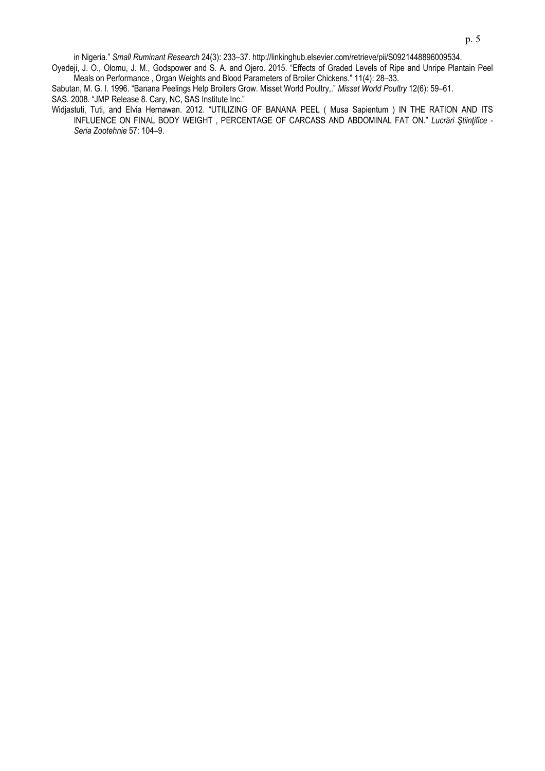in Nigeria." *Small Ruminant Research* 24(3): 233–37. http://linkinghub.elsevier.com/retrieve/pii/S0921448896009534.

Oyedeji, J. O., Olomu, J. M., Godspower and S. A. and Ojero. 2015. "Effects of Graded Levels of Ripe and Unripe Plantain Peel Meals on Performance , Organ Weights and Blood Parameters of Broiler Chickens." 11(4): 28–33.

Sabutan, M. G. I. 1996. "Banana Peelings Help Broilers Grow. Misset World Poultry,." *Misset World Poultry* 12(6): 59–61.

SAS. 2008. "JMP Release 8. Cary, NC, SAS Institute Inc."

Widjastuti, Tuti, and Elvia Hernawan. 2012. "UTILIZING OF BANANA PEEL ( Musa Sapientum ) IN THE RATION AND ITS INFLUENCE ON FINAL BODY WEIGHT , PERCENTAGE OF CARCASS AND ABDOMINAL FAT ON." *Lucrări Ştiinţifice - Seria Zootehnie* 57: 104–9.